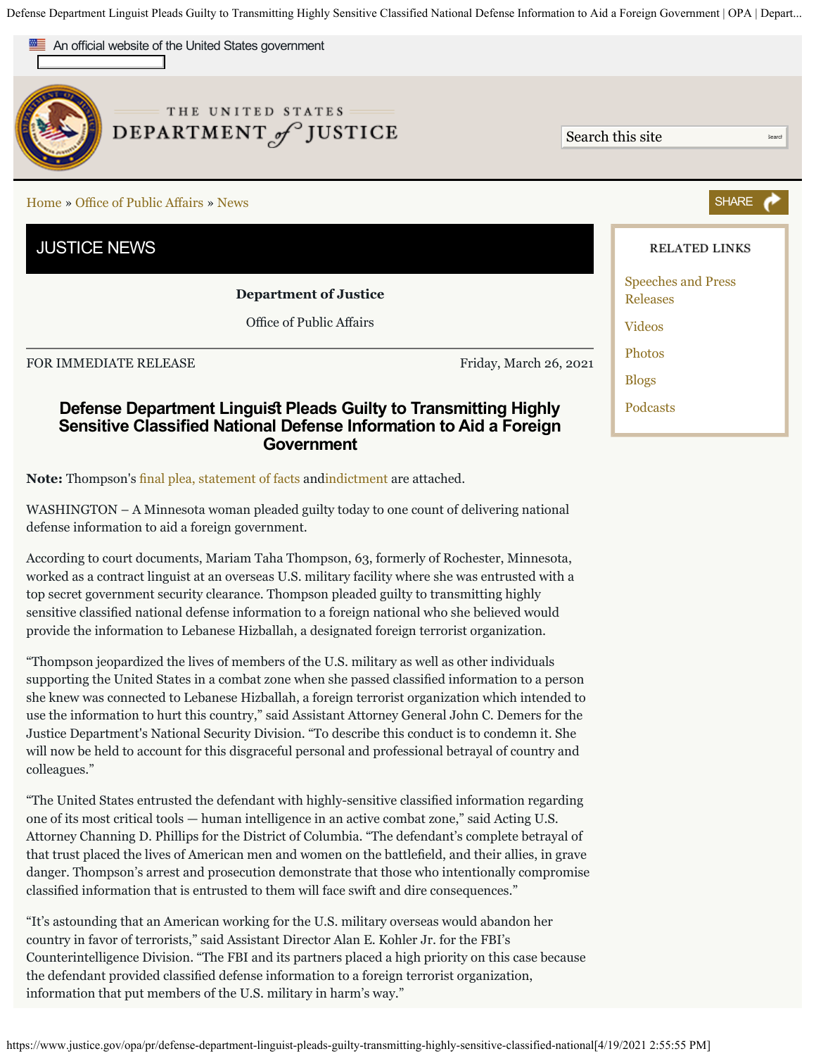An official website of the United States government

THE UNITED STATES DEPARTMENT of JUSTICE

Home » Office of Public Affairs » News

SHARE

## JUSTICE NEWS

**Department of Justice**

Office of Public Affairs

FOR IMMEDIATE RELEASE | Friday, March 26, 2021

# Defense Department Linguist Pleads Guilty to Transmitting Highly Sensitive Classified National Defense Information to Aid a Foreign Government

**Note:** Thompson's final plea, statement of facts andindictment are attached.

WASHINGTON – A Minnesota woman pleaded guilty today to one count of delivering national defense information to aid a foreign government.

According to court documents, Mariam Taha Thompson, 63, formerly of Rochester, Minnesota, worked as a contract linguist at an overseas U.S. military facility where she was entrusted with a top secret government security clearance. Thompson pleaded guilty to transmitting highly sensitive classified national defense information to a foreign national who she believed would provide the information to Lebanese Hizballah, a designated foreign terrorist organization.

"Thompson jeopardized the lives of members of the U.S. military as well as other individuals supporting the United States in a combat zone when she passed classified information to a person she knew was connected to Lebanese Hizballah, a foreign terrorist organization which intended to use the information to hurt this country," said Assistant Attorney General John C. Demers for the Justice Department's National Security Division. "To describe this conduct is to condemn it. She will now be held to account for this disgraceful personal and professional betrayal of country and colleagues."

"The United States entrusted the defendant with highly-sensitive classified information regarding one of its most critical tools — human intelligence in an active combat zone," said Acting U.S. Attorney Channing D. Phillips for the District of Columbia. "The defendant's complete betrayal of that trust placed the lives of American men and women on the battlefield, and their allies, in grave danger. Thompson's arrest and prosecution demonstrate that those who intentionally compromise classified information that is entrusted to them will face swift and dire consequences."

"It's astounding that an American working for the U.S. military overseas would abandon her country in favor of terrorists," said Assistant Director Alan E. Kohler Jr. for the FBI's Counterintelligence Division. "The FBI and its partners placed a high priority on this case because the defendant provided classified defense information to a foreign terrorist organization, information that put members of the U.S. military in harm's way."

**RELATED LINKS**

- Speeches and Press Releases
- Videos
- Photos
- Blogs
- Podcasts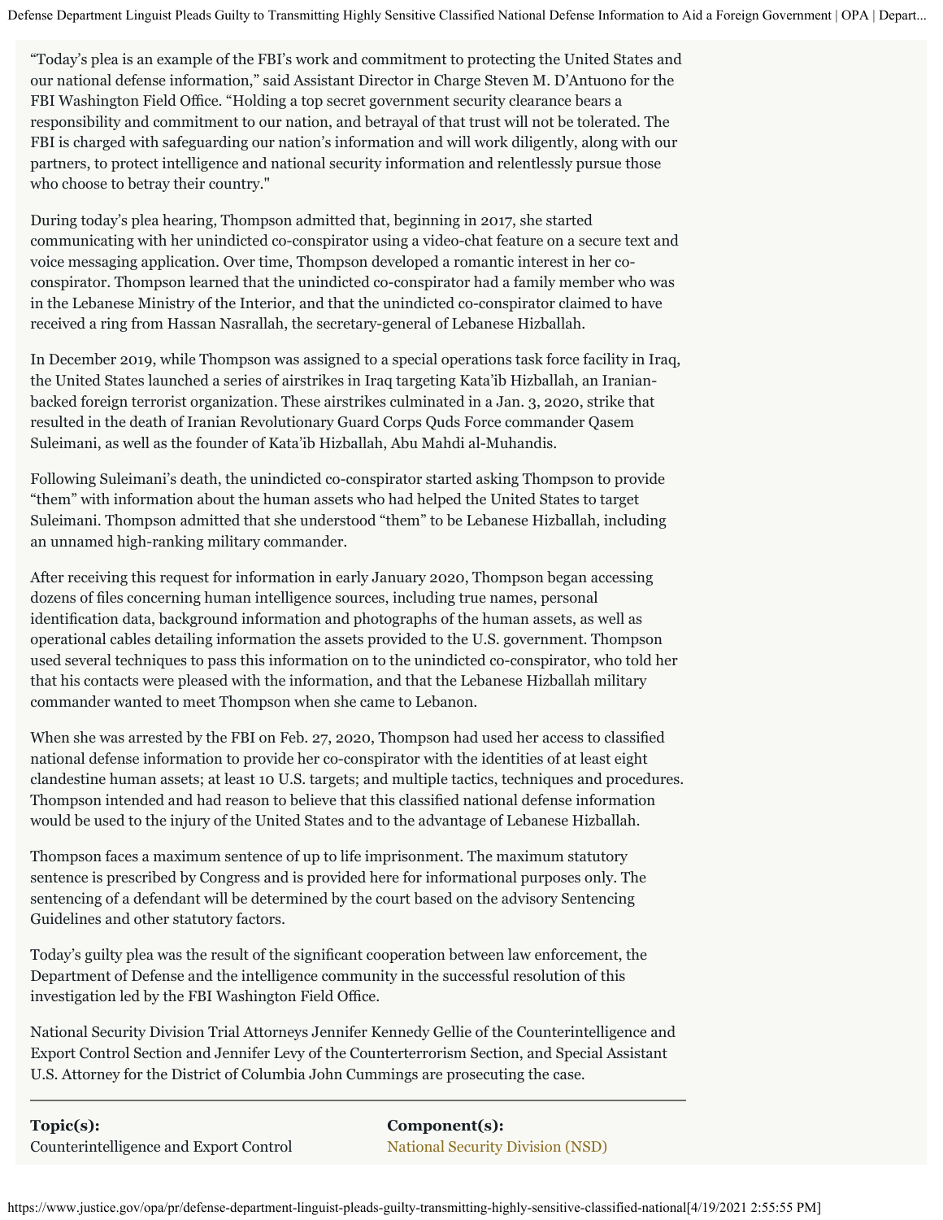"Today's plea is an example of the FBI's work and commitment to protecting the United States and our national defense information," said Assistant Director in Charge Steven M. D'Antuono for the FBI Washington Field Office. "Holding a top secret government security clearance bears a responsibility and commitment to our nation, and betrayal of that trust will not be tolerated. The FBI is charged with safeguarding our nation's information and will work diligently, along with our partners, to protect intelligence and national security information and relentlessly pursue those who choose to betray their country."

During today's plea hearing, Thompson admitted that, beginning in 2017, she started communicating with her unindicted co-conspirator using a video-chat feature on a secure text and voice messaging application. Over time, Thompson developed a romantic interest in her co-conspirator. Thompson learned that the unindicted co-conspirator had a family member who was in the Lebanese Ministry of the Interior, and that the unindicted co-conspirator claimed to have received a ring from Hassan Nasrallah, the secretary-general of Lebanese Hizballah.

In December 2019, while Thompson was assigned to a special operations task force facility in Iraq, the United States launched a series of airstrikes in Iraq targeting Kata'ib Hizballah, an Iranian-backed foreign terrorist organization. These airstrikes culminated in a Jan. 3, 2020, strike that resulted in the death of Iranian Revolutionary Guard Corps Quds Force commander Qasem Suleimani, as well as the founder of Kata'ib Hizballah, Abu Mahdi al-Muhandis.

Following Suleimani's death, the unindicted co-conspirator started asking Thompson to provide "them" with information about the human assets who had helped the United States to target Suleimani. Thompson admitted that she understood "them" to be Lebanese Hizballah, including an unnamed high-ranking military commander.

After receiving this request for information in early January 2020, Thompson began accessing dozens of files concerning human intelligence sources, including true names, personal identification data, background information and photographs of the human assets, as well as operational cables detailing information the assets provided to the U.S. government. Thompson used several techniques to pass this information on to the unindicted co-conspirator, who told her that his contacts were pleased with the information, and that the Lebanese Hizballah military commander wanted to meet Thompson when she came to Lebanon.

When she was arrested by the FBI on Feb. 27, 2020, Thompson had used her access to classified national defense information to provide her co-conspirator with the identities of at least eight clandestine human assets; at least 10 U.S. targets; and multiple tactics, techniques and procedures. Thompson intended and had reason to believe that this classified national defense information would be used to the injury of the United States and to the advantage of Lebanese Hizballah.

Thompson faces a maximum sentence of up to life imprisonment. The maximum statutory sentence is prescribed by Congress and is provided here for informational purposes only. The sentencing of a defendant will be determined by the court based on the advisory Sentencing Guidelines and other statutory factors.

Today's guilty plea was the result of the significant cooperation between law enforcement, the Department of Defense and the intelligence community in the successful resolution of this investigation led by the FBI Washington Field Office.

National Security Division Trial Attorneys Jennifer Kennedy Gellie of the Counterintelligence and Export Control Section and Jennifer Levy of the Counterterrorism Section, and Special Assistant U.S. Attorney for the District of Columbia John Cummings are prosecuting the case.

---

**Topic(s):**
Counterintelligence and Export Control

**Component(s):**
National Security Division (NSD)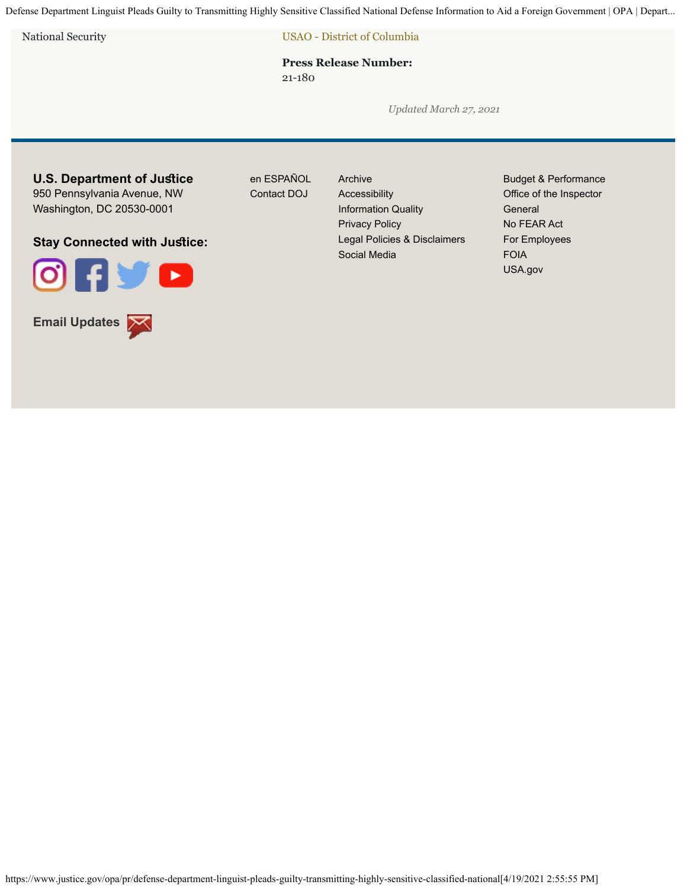National Security

USAO - District of Columbia

**Press Release Number:**
21-180

*Updated March 27, 2021*

**U.S. Department of Justice**
950 Pennsylvania Avenue, NW
Washington, DC 20530-0001

**Stay Connected with Justice:**

**Email Updates**

en ESPAÑOL
Contact DOJ

Archive
Accessibility
Information Quality
Privacy Policy
Legal Policies & Disclaimers
Social Media

Budget & Performance
Office of the Inspector General
No FEAR Act
For Employees
FOIA
USA.gov